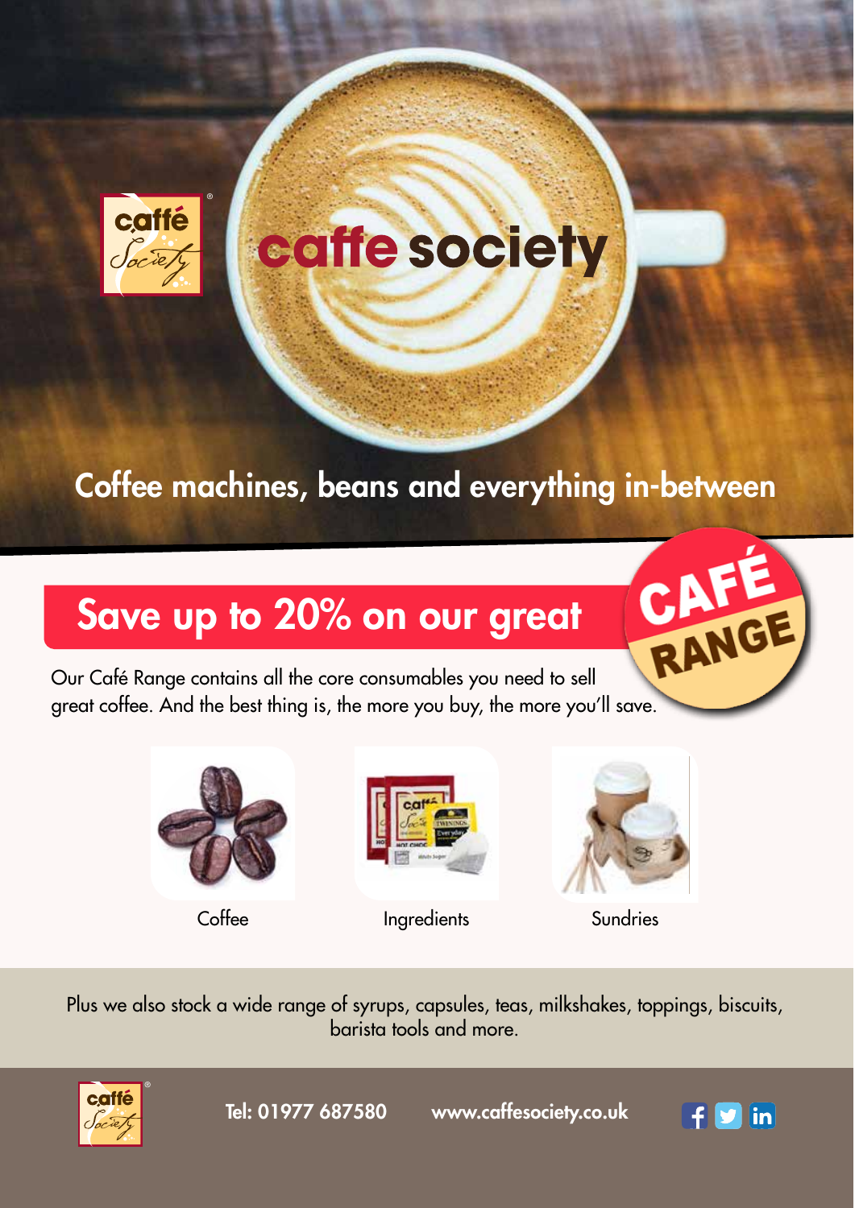# caffe society

## Coffee machines, beans and everything in-between

## Save up to 20% on our great CAFÉ RANGE

Our Café Range contains all the core consumables you need to sell great coffee. And the best thing is, the more you buy, the more you'll save.

Coffee

Ingredients

Sundries

Plus we also stock a wide range of syrups, capsules, teas, milkshakes, toppings, biscuits, barista tools and more.

Tel: 01977 687580 www.caffesociety.co.uk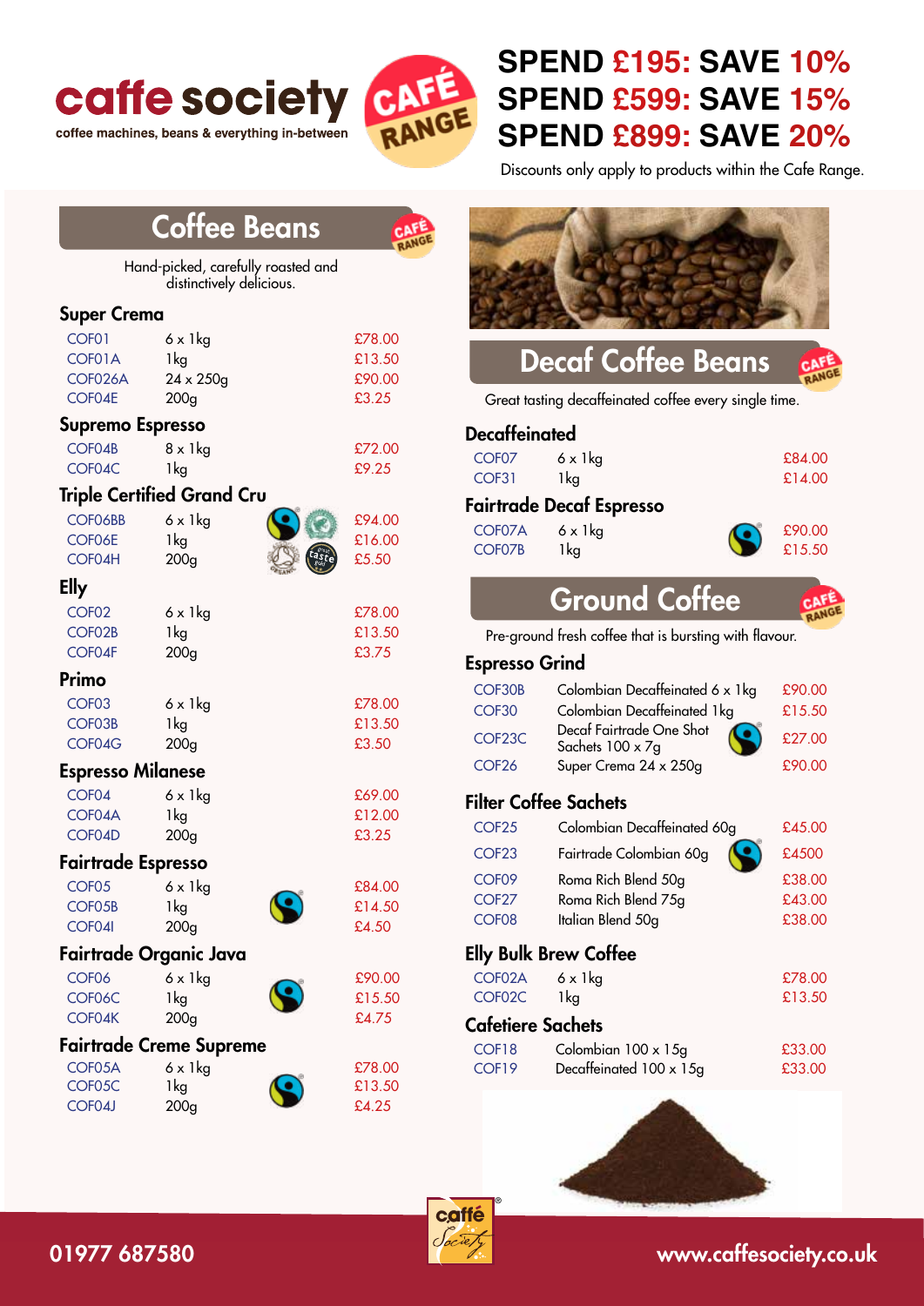# caffe society

coffee machines, beans & everything in-between

CAFÉ RANGE

**SPEND £195: SAVE 10%**
**SPEND £599: SAVE 15%**
**SPEND £899: SAVE 20%**

Discounts only apply to products within the Cafe Range.

## Coffee Beans

Hand-picked, carefully roasted and distinctively delicious.

### Super Crema

| Code | Size | Price |
|---|---|---|
| COF01 | 6 x 1kg | £78.00 |
| COF01A | 1kg | £13.50 |
| COF026A | 24 x 250g | £90.00 |
| COF04E | 200g | £3.25 |

### Supremo Espresso

| Code | Size | Price |
|---|---|---|
| COF04B | 8 x 1kg | £72.00 |
| COF04C | 1kg | £9.25 |

### Triple Certified Grand Cru

| Code | Size | Price |
|---|---|---|
| COF06BB | 6 x 1kg | £94.00 |
| COF06E | 1kg | £16.00 |
| COF04H | 200g | £5.50 |

### Elly

| Code | Size | Price |
|---|---|---|
| COF02 | 6 x 1kg | £78.00 |
| COF02B | 1kg | £13.50 |
| COF04F | 200g | £3.75 |

### Primo

| Code | Size | Price |
|---|---|---|
| COF03 | 6 x 1kg | £78.00 |
| COF03B | 1kg | £13.50 |
| COF04G | 200g | £3.50 |

### Espresso Milanese

| Code | Size | Price |
|---|---|---|
| COF04 | 6 x 1kg | £69.00 |
| COF04A | 1kg | £12.00 |
| COF04D | 200g | £3.25 |

### Fairtrade Espresso

| Code | Size | Price |
|---|---|---|
| COF05 | 6 x 1kg | £84.00 |
| COF05B | 1kg | £14.50 |
| COF04I | 200g | £4.50 |

### Fairtrade Organic Java

| Code | Size | Price |
|---|---|---|
| COF06 | 6 x 1kg | £90.00 |
| COF06C | 1kg | £15.50 |
| COF04K | 200g | £4.75 |

### Fairtrade Creme Supreme

| Code | Size | Price |
|---|---|---|
| COF05A | 6 x 1kg | £78.00 |
| COF05C | 1kg | £13.50 |
| COF04J | 200g | £4.25 |

## Decaf Coffee Beans

Great tasting decaffeinated coffee every single time.

### Decaffeinated

| Code | Size | Price |
|---|---|---|
| COF07 | 6 x 1kg | £84.00 |
| COF31 | 1kg | £14.00 |

### Fairtrade Decaf Espresso

| Code | Size | Price |
|---|---|---|
| COF07A | 6 x 1kg | £90.00 |
| COF07B | 1kg | £15.50 |

## Ground Coffee

Pre-ground fresh coffee that is bursting with flavour.

### Espresso Grind

| Code | Product | Price |
|---|---|---|
| COF30B | Colombian Decaffeinated 6 x 1kg | £90.00 |
| COF30 | Colombian Decaffeinated 1kg | £15.50 |
| COF23C | Decaf Fairtrade One Shot Sachets 100 x 7g | £27.00 |
| COF26 | Super Crema 24 x 250g | £90.00 |

### Filter Coffee Sachets

| Code | Product | Price |
|---|---|---|
| COF25 | Colombian Decaffeinated 60g | £45.00 |
| COF23 | Fairtrade Colombian 60g | £4500 |
| COF09 | Roma Rich Blend 50g | £38.00 |
| COF27 | Roma Rich Blend 75g | £43.00 |
| COF08 | Italian Blend 50g | £38.00 |

### Elly Bulk Brew Coffee

| Code | Size | Price |
|---|---|---|
| COF02A | 6 x 1kg | £78.00 |
| COF02C | 1kg | £13.50 |

### Cafetiere Sachets

| Code | Product | Price |
|---|---|---|
| COF18 | Colombian 100 x 15g | £33.00 |
| COF19 | Decaffeinated 100 x 15g | £33.00 |

01977 687580

www.caffesociety.co.uk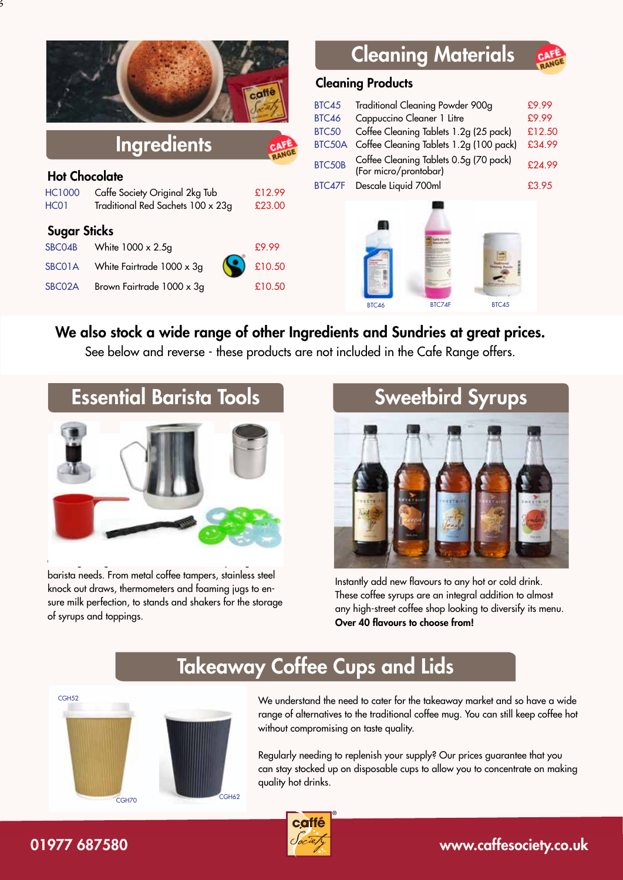## Ingredients

CAFÉ RANGE

### Hot Chocolate

| | | |
|---|---|---|
| HC1000 | Caffe Society Original 2kg Tub | £12.99 |
| HC01 | Traditional Red Sachets 100 x 23g | £23.00 |

### Sugar Sticks

| | | |
|---|---|---|
| SBC04B | White 1000 x 2.5g | £9.99 |
| SBC01A | White Fairtrade 1000 x 3g | £10.50 |
| SBC02A | Brown Fairtrade 1000 x 3g | £10.50 |

## Cleaning Materials

CAFÉ RANGE

### Cleaning Products

| | | |
|---|---|---|
| BTC45 | Traditional Cleaning Powder 900g | £9.99 |
| BTC46 | Cappuccino Cleaner 1 Litre | £9.99 |
| BTC50 | Coffee Cleaning Tablets 1.2g (25 pack) | £12.50 |
| BTC50A | Coffee Cleaning Tablets 1.2g (100 pack) | £34.99 |
| BTC50B | Coffee Cleaning Tablets 0.5g (70 pack) (For micro/prontobar) | £24.99 |
| BTC47F | Descale Liquid 700ml | £3.95 |

BTC46 BTC74F BTC45

**We also stock a wide range of other Ingredients and Sundries at great prices.**

See below and reverse - these products are not included in the Cafe Range offers.

## Essential Barista Tools

barista needs. From metal coffee tampers, stainless steel knock out draws, thermometers and foaming jugs to ensure milk perfection, to stands and shakers for the storage of syrups and toppings.

## Sweetbird Syrups

Instantly add new flavours to any hot or cold drink. These coffee syrups are an integral addition to almost any high-street coffee shop looking to diversify its menu.

**Over 40 flavours to choose from!**

## Takeaway Coffee Cups and Lids

CGH52 CGH70 CGH62

We understand the need to cater for the takeaway market and so have a wide range of alternatives to the traditional coffee mug. You can still keep coffee hot without compromising on taste quality.

Regularly needing to replenish your supply? Our prices guarantee that you can stay stocked up on disposable cups to allow you to concentrate on making quality hot drinks.

01977 687580 www.caffesociety.co.uk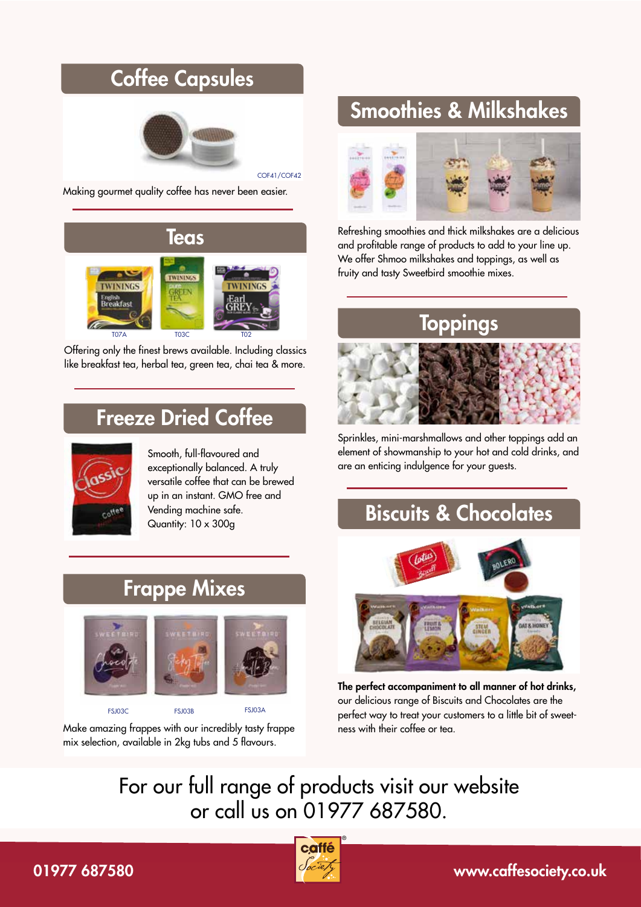## Coffee Capsules

COF41/COF42

Making gourmet quality coffee has never been easier.

## Teas

T07A T03C T02

Offering only the finest brews available. Including classics like breakfast tea, herbal tea, green tea, chai tea & more.

## Freeze Dried Coffee

Smooth, full-flavoured and exceptionally balanced. A truly versatile coffee that can be brewed up in an instant. GMO free and Vending machine safe.
Quantity: 10 x 300g

## Frappe Mixes

FSJ03C FSJ03B FSJ03A

Make amazing frappes with our incredibly tasty frappe mix selection, available in 2kg tubs and 5 flavours.

## Smoothies & Milkshakes

Refreshing smoothies and thick milkshakes are a delicious and profitable range of products to add to your line up. We offer Shmoo milkshakes and toppings, as well as fruity and tasty Sweetbird smoothie mixes.

## Toppings

Sprinkles, mini-marshmallows and other toppings add an element of showmanship to your hot and cold drinks, and are an enticing indulgence for your guests.

## Biscuits & Chocolates

**The perfect accompaniment to all manner of hot drinks,** our delicious range of Biscuits and Chocolates are the perfect way to treat your customers to a little bit of sweetness with their coffee or tea.

For our full range of products visit our website or call us on 01977 687580.

01977 687580

www.caffesociety.co.uk